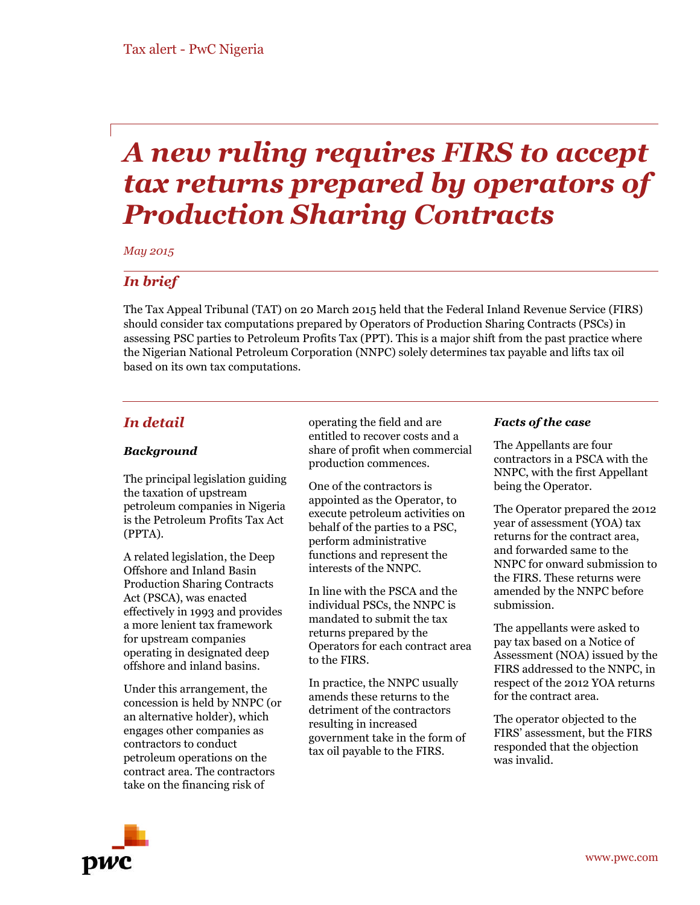Tax alert - PwC Nigeria

# *A new ruling requires FIRS to accept tax returns prepared by operators of Production Sharing Contracts*

*May 2015*

## *In brief*

The Tax Appeal Tribunal (TAT) on 20 March 2015 held that the Federal Inland Revenue Service (FIRS) should consider tax computations prepared by Operators of Production Sharing Contracts (PSCs) in assessing PSC parties to Petroleum Profits Tax (PPT). This is a major shift from the past practice where the Nigerian National Petroleum Corporation (NNPC) solely determines tax payable and lifts tax oil based on its own tax computations.

## *In detail*

### *Background*

The principal legislation guiding the taxation of upstream petroleum companies in Nigeria is the Petroleum Profits Tax Act (PPTA).

A related legislation, the Deep Offshore and Inland Basin Production Sharing Contracts Act (PSCA), was enacted effectively in 1993 and provides a more lenient tax framework for upstream companies operating in designated deep offshore and inland basins.

Under this arrangement, the concession is held by NNPC (or an alternative holder), which engages other companies as contractors to conduct petroleum operations on the contract area. The contractors take on the financing risk of operating the field and are entitled to recover costs and a share of profit when commercial production commences.

One of the contractors is appointed as the Operator, to execute petroleum activities on behalf of the parties to a PSC, perform administrative functions and represent the interests of the NNPC.

In line with the PSCA and the individual PSCs, the NNPC is mandated to submit the tax returns prepared by the Operators for each contract area to the FIRS.

In practice, the NNPC usually amends these returns to the detriment of the contractors resulting in increased government take in the form of tax oil payable to the FIRS.

### *Facts of the case*

The Appellants are four contractors in a PSCA with the NNPC, with the first Appellant being the Operator.

The Operator prepared the 2012 year of assessment (YOA) tax returns for the contract area, and forwarded same to the NNPC for onward submission to the FIRS. These returns were amended by the NNPC before submission.

The appellants were asked to pay tax based on a Notice of Assessment (NOA) issued by the FIRS addressed to the NNPC, in respect of the 2012 YOA returns for the contract area.

The operator objected to the FIRS' assessment, but the FIRS responded that the objection was invalid.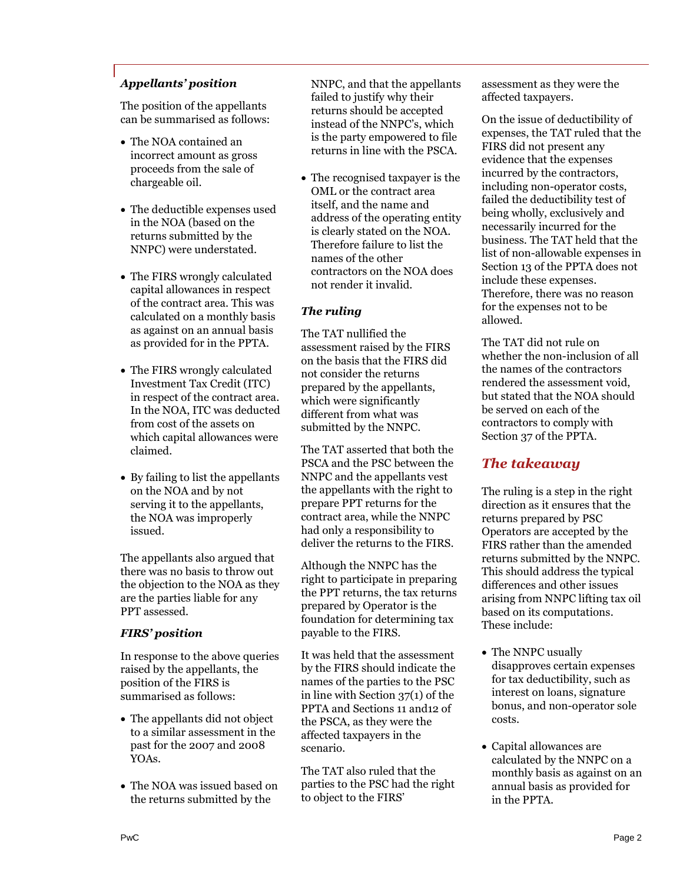### *Appellants' position*

The position of the appellants can be summarised as follows:

- The NOA contained an incorrect amount as gross proceeds from the sale of chargeable oil.
- The deductible expenses used in the NOA (based on the returns submitted by the NNPC) were understated.
- The FIRS wrongly calculated capital allowances in respect of the contract area. This was calculated on a monthly basis as against on an annual basis as provided for in the PPTA.
- The FIRS wrongly calculated Investment Tax Credit (ITC) in respect of the contract area. In the NOA, ITC was deducted from cost of the assets on which capital allowances were claimed.
- By failing to list the appellants on the NOA and by not serving it to the appellants, the NOA was improperly issued.

The appellants also argued that there was no basis to throw out the objection to the NOA as they are the parties liable for any PPT assessed.

### *FIRS' position*

In response to the above queries raised by the appellants, the position of the FIRS is summarised as follows:

- The appellants did not object to a similar assessment in the past for the 2007 and 2008 YOAs.
- The NOA was issued based on the returns submitted by the NNPC, and that the appellants failed to justify why their returns should be accepted instead of the NNPC's, which is the party empowered to file returns in line with the PSCA.
- The recognised taxpayer is the OML or the contract area itself, and the name and address of the operating entity is clearly stated on the NOA. Therefore failure to list the names of the other contractors on the NOA does not render it invalid.

### *The ruling*

The TAT nullified the assessment raised by the FIRS on the basis that the FIRS did not consider the returns prepared by the appellants, which were significantly different from what was submitted by the NNPC.

The TAT asserted that both the PSCA and the PSC between the NNPC and the appellants vest the appellants with the right to prepare PPT returns for the contract area, while the NNPC had only a responsibility to deliver the returns to the FIRS.

Although the NNPC has the right to participate in preparing the PPT returns, the tax returns prepared by Operator is the foundation for determining tax payable to the FIRS.

It was held that the assessment by the FIRS should indicate the names of the parties to the PSC in line with Section 37(1) of the PPTA and Sections 11 and12 of the PSCA, as they were the affected taxpayers in the scenario.

The TAT also ruled that the parties to the PSC had the right to object to the FIRS' assessment as they were the affected taxpayers.

On the issue of deductibility of expenses, the TAT ruled that the FIRS did not present any evidence that the expenses incurred by the contractors, including non-operator costs, failed the deductibility test of being wholly, exclusively and necessarily incurred for the business. The TAT held that the list of non-allowable expenses in Section 13 of the PPTA does not include these expenses. Therefore, there was no reason for the expenses not to be allowed.

The TAT did not rule on whether the non-inclusion of all the names of the contractors rendered the assessment void, but stated that the NOA should be served on each of the contractors to comply with Section 37 of the PPTA.

## *The takeaway*

The ruling is a step in the right direction as it ensures that the returns prepared by PSC Operators are accepted by the FIRS rather than the amended returns submitted by the NNPC. This should address the typical differences and other issues arising from NNPC lifting tax oil based on its computations. These include:

- The NNPC usually disapproves certain expenses for tax deductibility, such as interest on loans, signature bonus, and non-operator sole costs.
- Capital allowances are calculated by the NNPC on a monthly basis as against on an annual basis as provided for in the PPTA.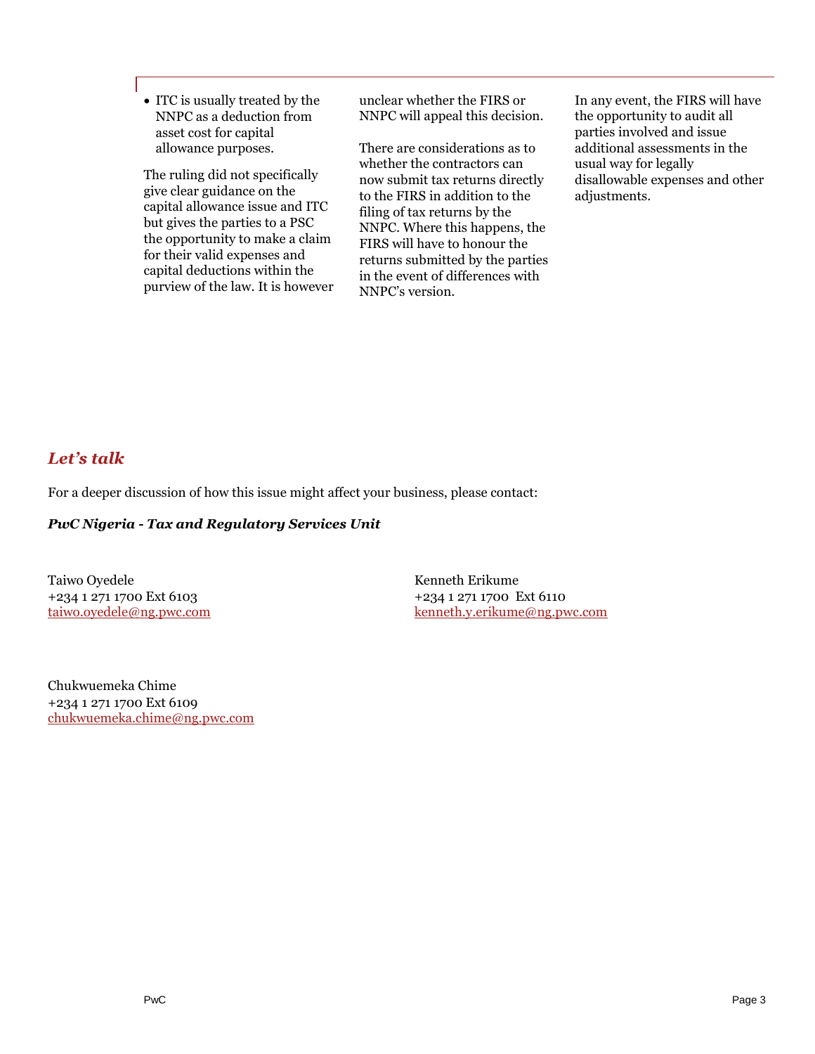- ITC is usually treated by the NNPC as a deduction from asset cost for capital allowance purposes.

The ruling did not specifically give clear guidance on the capital allowance issue and ITC but gives the parties to a PSC the opportunity to make a claim for their valid expenses and capital deductions within the purview of the law. It is however unclear whether the FIRS or NNPC will appeal this decision.

There are considerations as to whether the contractors can now submit tax returns directly to the FIRS in addition to the filing of tax returns by the NNPC. Where this happens, the FIRS will have to honour the returns submitted by the parties in the event of differences with NNPC's version.

In any event, the FIRS will have the opportunity to audit all parties involved and issue additional assessments in the usual way for legally disallowable expenses and other adjustments.

## *Let's talk*

For a deeper discussion of how this issue might affect your business, please contact:

***PwC Nigeria - Tax and Regulatory Services Unit***

Taiwo Oyedele
+234 1 271 1700 Ext 6103
taiwo.oyedele@ng.pwc.com

Kenneth Erikume
+234 1 271 1700 Ext 6110
kenneth.y.erikume@ng.pwc.com

Chukwuemeka Chime
+234 1 271 1700 Ext 6109
chukwuemeka.chime@ng.pwc.com